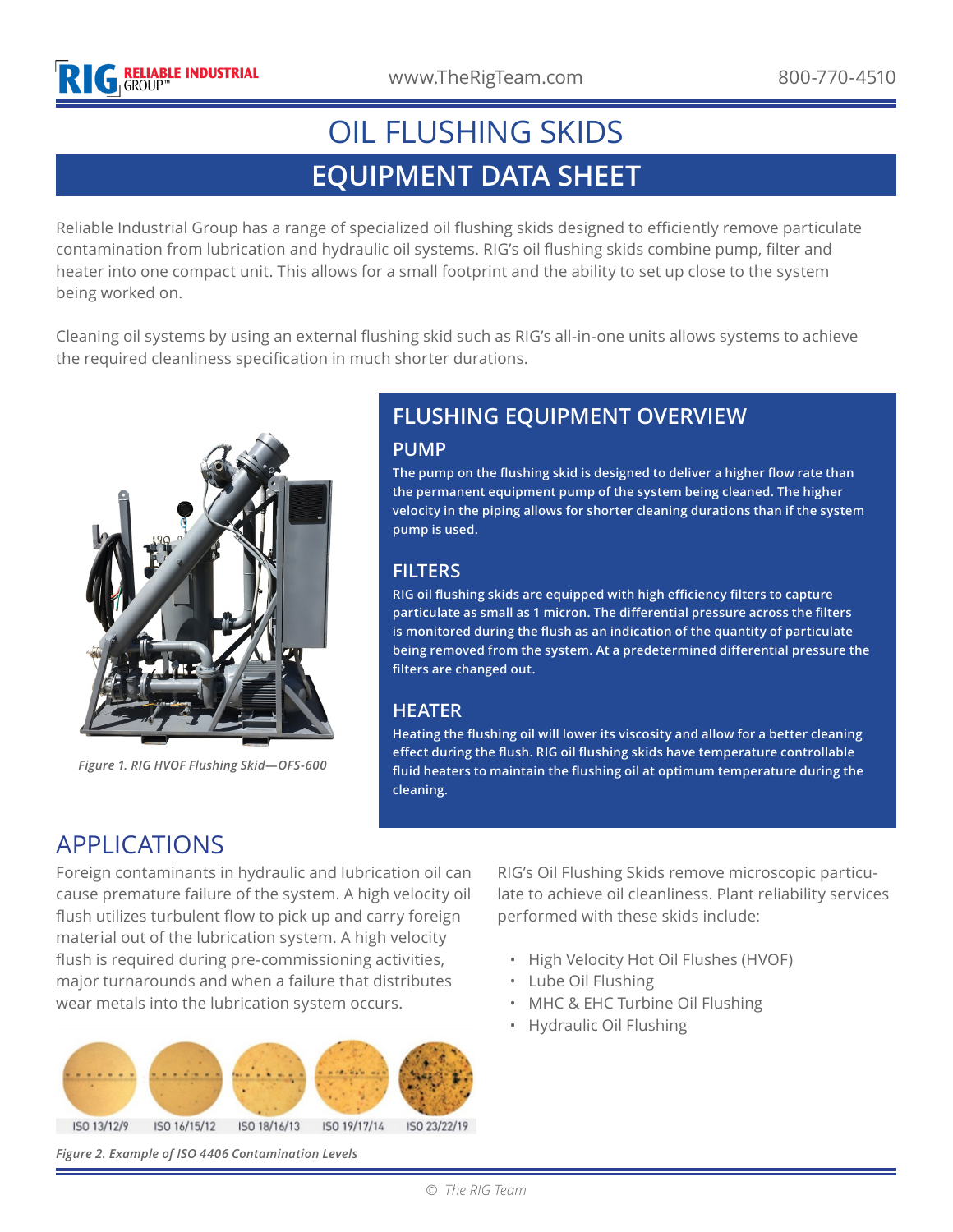# OIL FLUSHING SKIDS

## EQUIPMENT DATA SHEET

Reliable Industrial Group has a range of specialized oil flushing skids designed to efficiently remove particulate contamination from lubrication and hydraulic oil systems. RIG's oil flushing skids combine pump, filter and heater into one compact unit. This allows for a small footprint and the ability to set up close to the system being worked on.

Cleaning oil systems by using an external flushing skid such as RIG's all-in-one units allows systems to achieve the required cleanliness specification in much shorter durations.

*Figure 1. RIG HVOF Flushing Skid—OFS-600*

## FLUSHING EQUIPMENT OVERVIEW

### PUMP

**The pump on the flushing skid is designed to deliver a higher flow rate than the permanent equipment pump of the system being cleaned. The higher velocity in the piping allows for shorter cleaning durations than if the system pump is used.**

### FILTERS

**RIG oil flushing skids are equipped with high efficiency filters to capture particulate as small as 1 micron. The differential pressure across the filters is monitored during the flush as an indication of the quantity of particulate being removed from the system. At a predetermined differential pressure the filters are changed out.**

### HEATER

**Heating the flushing oil will lower its viscosity and allow for a better cleaning effect during the flush. RIG oil flushing skids have temperature controllable fluid heaters to maintain the flushing oil at optimum temperature during the cleaning.**

## APPLICATIONS

Foreign contaminants in hydraulic and lubrication oil can cause premature failure of the system. A high velocity oil flush utilizes turbulent flow to pick up and carry foreign material out of the lubrication system. A high velocity flush is required during pre-commissioning activities, major turnarounds and when a failure that distributes wear metals into the lubrication system occurs.

ISO 13/12/9 | ISO 16/15/12 | ISO 18/16/13 | ISO 19/17/14 | ISO 23/22/19

*Figure 2. Example of ISO 4406 Contamination Levels*

RIG's Oil Flushing Skids remove microscopic particulate to achieve oil cleanliness. Plant reliability services performed with these skids include:

- High Velocity Hot Oil Flushes (HVOF)
- Lube Oil Flushing
- MHC & EHC Turbine Oil Flushing
- Hydraulic Oil Flushing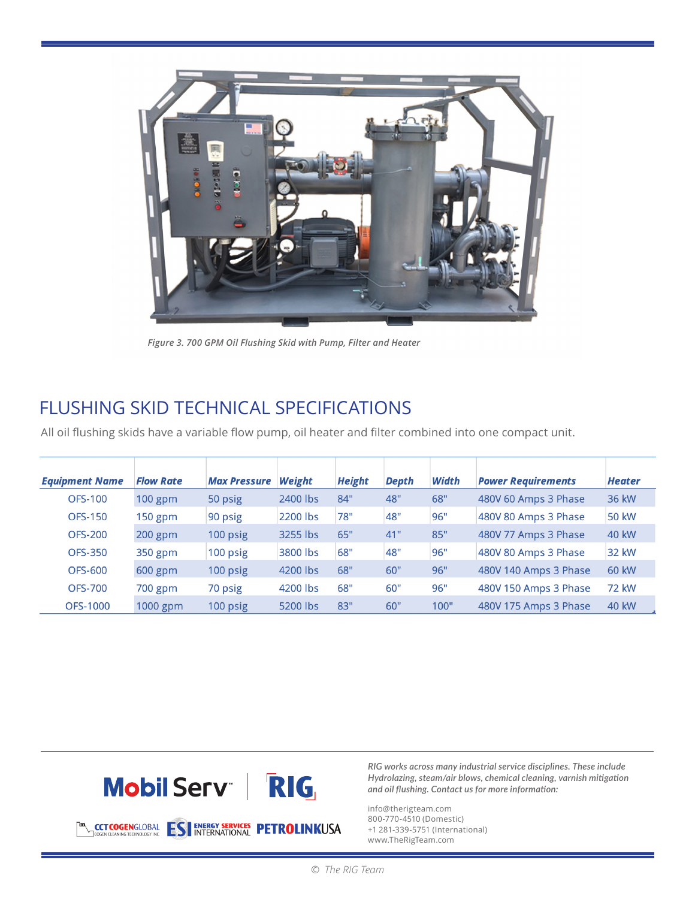*Figure 3. 700 GPM Oil Flushing Skid with Pump, Filter and Heater*

## FLUSHING SKID TECHNICAL SPECIFICATIONS

All oil flushing skids have a variable flow pump, oil heater and filter combined into one compact unit.

| Equipment Name | Flow Rate | Max Pressure | Weight | Height | Depth | Width | Power Requirements | Heater |
|---|---|---|---|---|---|---|---|---|
| OFS-100 | 100 gpm | 50 psig | 2400 lbs | 84" | 48" | 68" | 480V 60 Amps 3 Phase | 36 kW |
| OFS-150 | 150 gpm | 90 psig | 2200 lbs | 78" | 48" | 96" | 480V 80 Amps 3 Phase | 50 kW |
| OFS-200 | 200 gpm | 100 psig | 3255 lbs | 65" | 41" | 85" | 480V 77 Amps 3 Phase | 40 kW |
| OFS-350 | 350 gpm | 100 psig | 3800 lbs | 68" | 48" | 96" | 480V 80 Amps 3 Phase | 32 kW |
| OFS-600 | 600 gpm | 100 psig | 4200 lbs | 68" | 60" | 96" | 480V 140 Amps 3 Phase | 60 kW |
| OFS-700 | 700 gpm | 70 psig | 4200 lbs | 68" | 60" | 96" | 480V 150 Amps 3 Phase | 72 kW |
| OFS-1000 | 1000 gpm | 100 psig | 5200 lbs | 83" | 60" | 100" | 480V 175 Amps 3 Phase | 40 kW |

Mobil Serv | RIG

CCT COGENGLOBAL COGEN CLEANING TECHNOLOGY INC. ESI ENERGY SERVICES INTERNATIONAL PETROLINKUSA

*RIG works across many industrial service disciplines. These include Hydrolazing, steam/air blows, chemical cleaning, varnish mitigation and oil flushing. Contact us for more information:*

info@therigteam.com
800-770-4510 (Domestic)
+1 281-339-5751 (International)
www.TheRigTeam.com

© The RIG Team